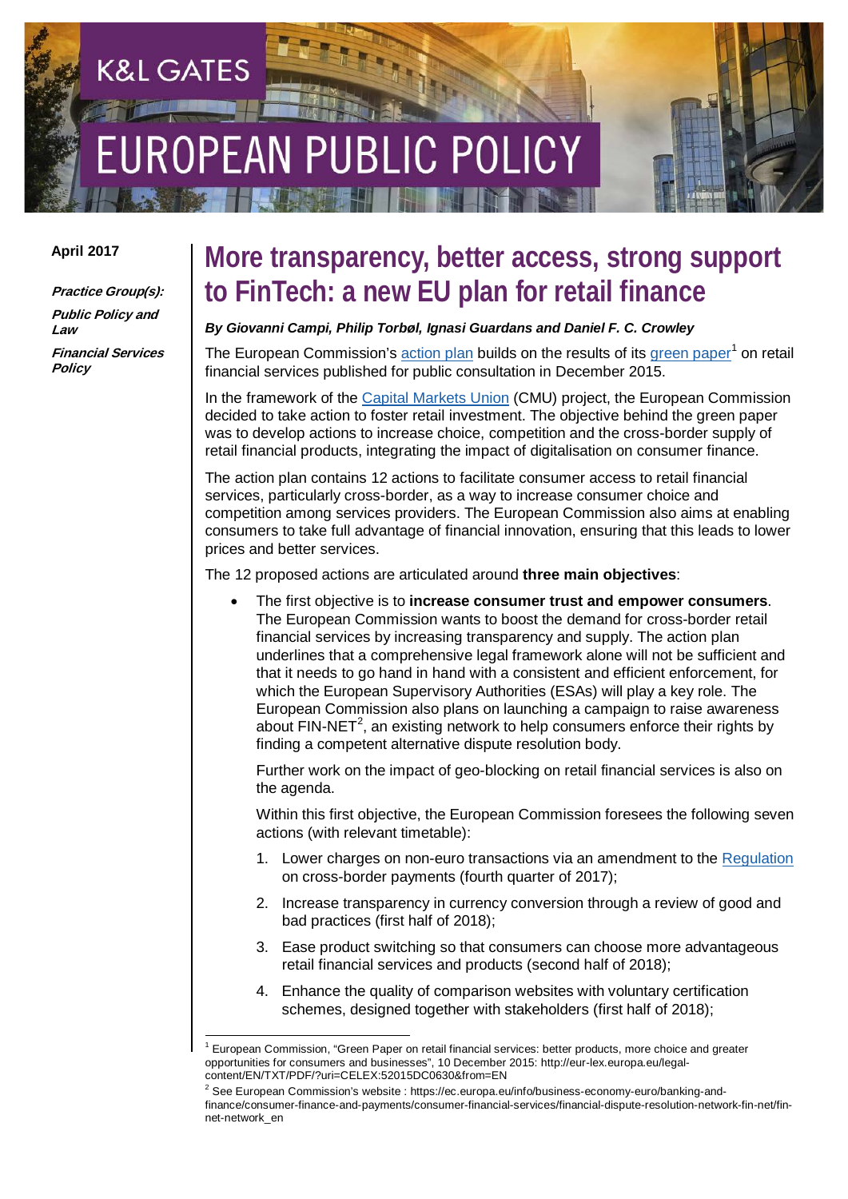K&L GATES

EUROPEAN PUBLIC POLICY

**April 2017**

***Practice Group(s):***

***Public Policy and Law***

***Financial Services Policy***

# More transparency, better access, strong support to FinTech: a new EU plan for retail finance

***By Giovanni Campi, Philip Torbøl, Ignasi Guardans and Daniel F. C. Crowley***

The European Commission's action plan builds on the results of its green paper[1] on retail financial services published for public consultation in December 2015.

In the framework of the Capital Markets Union (CMU) project, the European Commission decided to take action to foster retail investment. The objective behind the green paper was to develop actions to increase choice, competition and the cross-border supply of retail financial products, integrating the impact of digitalisation on consumer finance.

The action plan contains 12 actions to facilitate consumer access to retail financial services, particularly cross-border, as a way to increase consumer choice and competition among services providers. The European Commission also aims at enabling consumers to take full advantage of financial innovation, ensuring that this leads to lower prices and better services.

The 12 proposed actions are articulated around **three main objectives**:

- The first objective is to **increase consumer trust and empower consumers**. The European Commission wants to boost the demand for cross-border retail financial services by increasing transparency and supply. The action plan underlines that a comprehensive legal framework alone will not be sufficient and that it needs to go hand in hand with a consistent and efficient enforcement, for which the European Supervisory Authorities (ESAs) will play a key role. The European Commission also plans on launching a campaign to raise awareness about FIN-NET[2], an existing network to help consumers enforce their rights by finding a competent alternative dispute resolution body.

  Further work on the impact of geo-blocking on retail financial services is also on the agenda.

  Within this first objective, the European Commission foresees the following seven actions (with relevant timetable):

  1. Lower charges on non-euro transactions via an amendment to the Regulation on cross-border payments (fourth quarter of 2017);
  2. Increase transparency in currency conversion through a review of good and bad practices (first half of 2018);
  3. Ease product switching so that consumers can choose more advantageous retail financial services and products (second half of 2018);
  4. Enhance the quality of comparison websites with voluntary certification schemes, designed together with stakeholders (first half of 2018);

---

[1] European Commission, "Green Paper on retail financial services: better products, more choice and greater opportunities for consumers and businesses", 10 December 2015: http://eur-lex.europa.eu/legal-content/EN/TXT/PDF/?uri=CELEX:52015DC0630&from=EN

[2] See European Commission's website : https://ec.europa.eu/info/business-economy-euro/banking-and-finance/consumer-finance-and-payments/consumer-financial-services/financial-dispute-resolution-network-fin-net/fin-net-network_en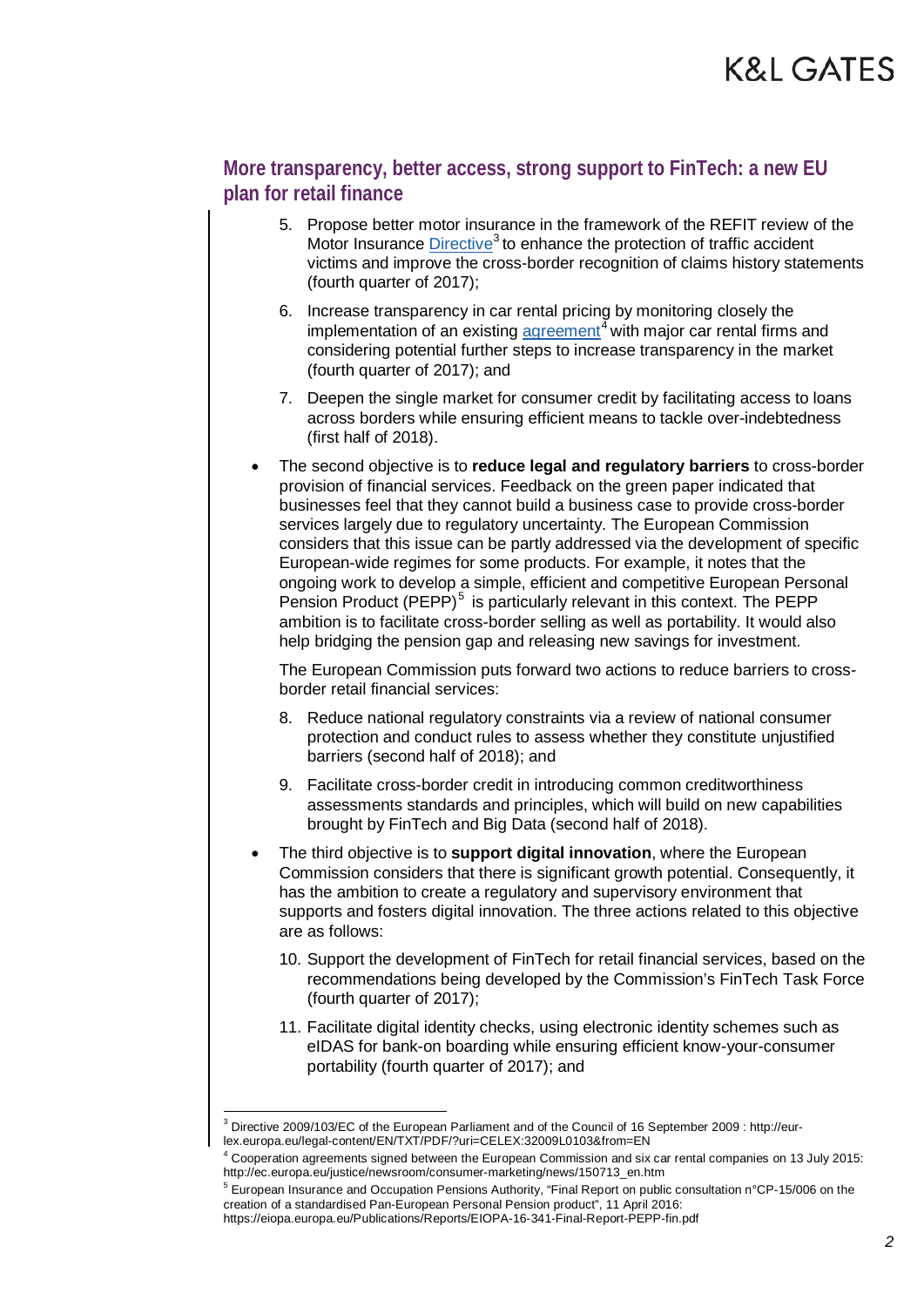## More transparency, better access, strong support to FinTech: a new EU plan for retail finance

5. Propose better motor insurance in the framework of the REFIT review of the Motor Insurance Directive[3] to enhance the protection of traffic accident victims and improve the cross-border recognition of claims history statements (fourth quarter of 2017);
6. Increase transparency in car rental pricing by monitoring closely the implementation of an existing agreement[4] with major car rental firms and considering potential further steps to increase transparency in the market (fourth quarter of 2017); and
7. Deepen the single market for consumer credit by facilitating access to loans across borders while ensuring efficient means to tackle over-indebtedness (first half of 2018).

- The second objective is to **reduce legal and regulatory barriers** to cross-border provision of financial services. Feedback on the green paper indicated that businesses feel that they cannot build a business case to provide cross-border services largely due to regulatory uncertainty. The European Commission considers that this issue can be partly addressed via the development of specific European-wide regimes for some products. For example, it notes that the ongoing work to develop a simple, efficient and competitive European Personal Pension Product (PEPP)[5] is particularly relevant in this context. The PEPP ambition is to facilitate cross-border selling as well as portability. It would also help bridging the pension gap and releasing new savings for investment.

  The European Commission puts forward two actions to reduce barriers to cross-border retail financial services:

  8. Reduce national regulatory constraints via a review of national consumer protection and conduct rules to assess whether they constitute unjustified barriers (second half of 2018); and
  9. Facilitate cross-border credit in introducing common creditworthiness assessments standards and principles, which will build on new capabilities brought by FinTech and Big Data (second half of 2018).

- The third objective is to **support digital innovation**, where the European Commission considers that there is significant growth potential. Consequently, it has the ambition to create a regulatory and supervisory environment that supports and fosters digital innovation. The three actions related to this objective are as follows:

  10. Support the development of FinTech for retail financial services, based on the recommendations being developed by the Commission's FinTech Task Force (fourth quarter of 2017);
  11. Facilitate digital identity checks, using electronic identity schemes such as eIDAS for bank-on boarding while ensuring efficient know-your-consumer portability (fourth quarter of 2017); and

---

[3] Directive 2009/103/EC of the European Parliament and of the Council of 16 September 2009 : http://eur-lex.europa.eu/legal-content/EN/TXT/PDF/?uri=CELEX:32009L0103&from=EN

[4] Cooperation agreements signed between the European Commission and six car rental companies on 13 July 2015: http://ec.europa.eu/justice/newsroom/consumer-marketing/news/150713_en.htm

[5] European Insurance and Occupation Pensions Authority, "Final Report on public consultation n°CP-15/006 on the creation of a standardised Pan-European Personal Pension product", 11 April 2016: https://eiopa.europa.eu/Publications/Reports/EIOPA-16-341-Final-Report-PEPP-fin.pdf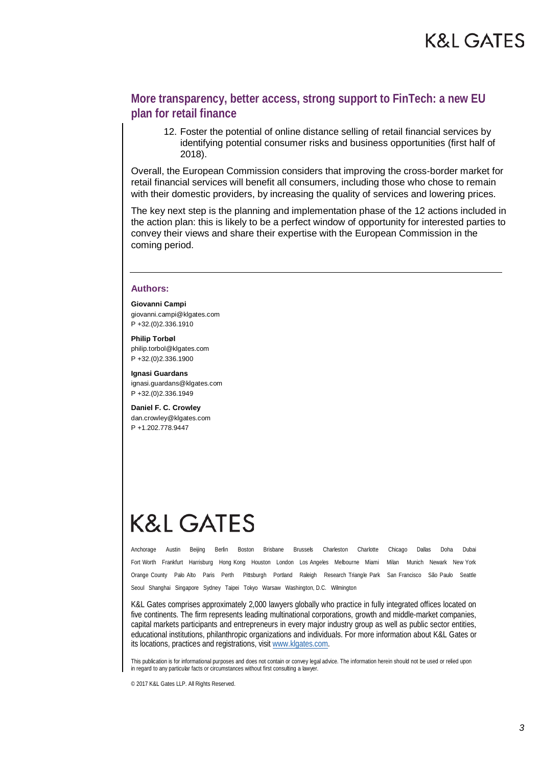## More transparency, better access, strong support to FinTech: a new EU plan for retail finance

12. Foster the potential of online distance selling of retail financial services by identifying potential consumer risks and business opportunities (first half of 2018).

Overall, the European Commission considers that improving the cross-border market for retail financial services will benefit all consumers, including those who chose to remain with their domestic providers, by increasing the quality of services and lowering prices.

The key next step is the planning and implementation phase of the 12 actions included in the action plan: this is likely to be a perfect window of opportunity for interested parties to convey their views and share their expertise with the European Commission in the coming period.

---

### Authors:

**Giovanni Campi**
giovanni.campi@klgates.com
P +32.(0)2.336.1910

**Philip Torbøl**
philip.torbol@klgates.com
P +32.(0)2.336.1900

**Ignasi Guardans**
ignasi.guardans@klgates.com
P +32.(0)2.336.1949

**Daniel F. C. Crowley**
dan.crowley@klgates.com
P +1.202.778.9447

K&L GATES

Anchorage Austin Beijing Berlin Boston Brisbane Brussels Charleston Charlotte Chicago Dallas Doha Dubai Fort Worth Frankfurt Harrisburg Hong Kong Houston London Los Angeles Melbourne Miami Milan Munich Newark New York Orange County Palo Alto Paris Perth Pittsburgh Portland Raleigh Research Triangle Park San Francisco São Paulo Seattle Seoul Shanghai Singapore Sydney Taipei Tokyo Warsaw Washington, D.C. Wilmington

K&L Gates comprises approximately 2,000 lawyers globally who practice in fully integrated offices located on five continents. The firm represents leading multinational corporations, growth and middle-market companies, capital markets participants and entrepreneurs in every major industry group as well as public sector entities, educational institutions, philanthropic organizations and individuals. For more information about K&L Gates or its locations, practices and registrations, visit www.klgates.com.

This publication is for informational purposes and does not contain or convey legal advice. The information herein should not be used or relied upon in regard to any particular facts or circumstances without first consulting a lawyer.

© 2017 K&L Gates LLP. All Rights Reserved.